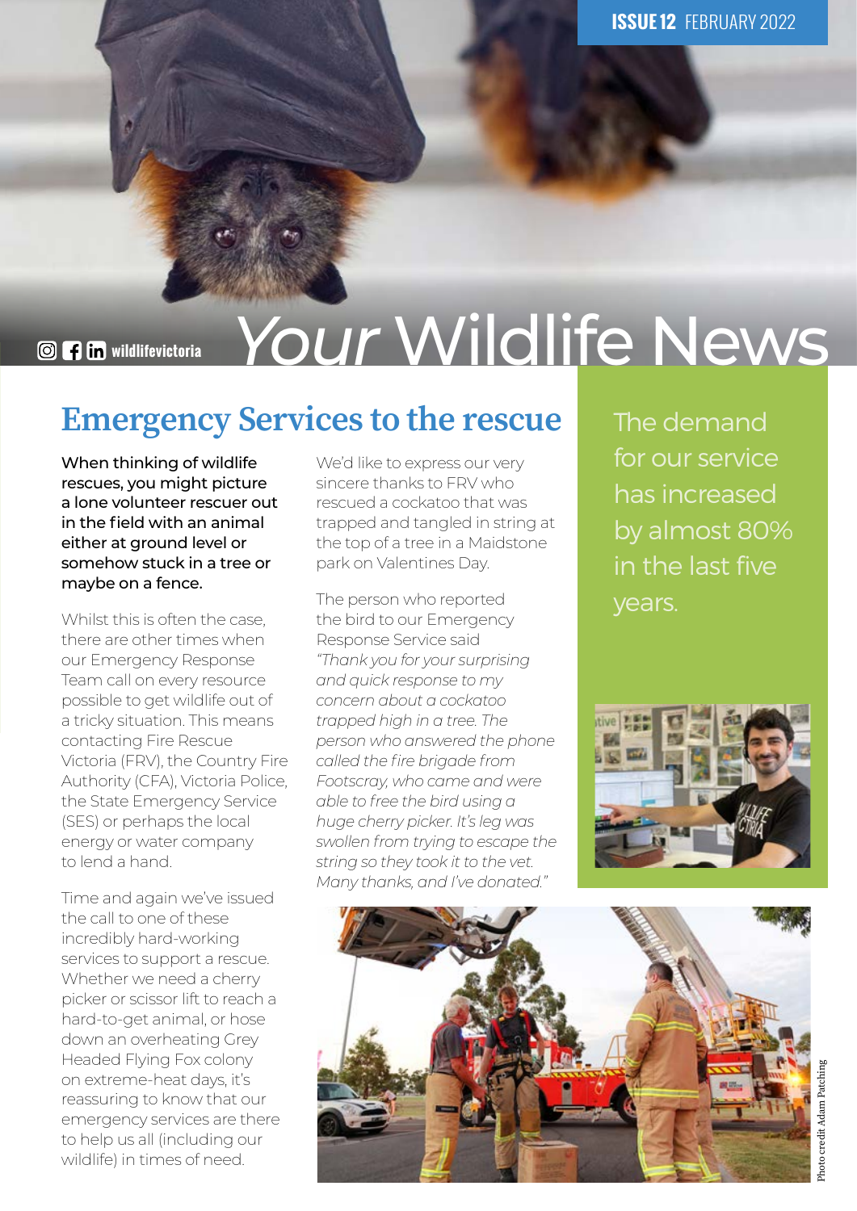ISSUE 12 FEBRUARY 2022

wildlifevictoria

# *Your* Wildlife News

## Emergency Services to the rescue

**When thinking of wildlife rescues, you might picture a lone volunteer rescuer out in the field with an animal either at ground level or somehow stuck in a tree or maybe on a fence.**

Whilst this is often the case, there are other times when our Emergency Response Team call on every resource possible to get wildlife out of a tricky situation. This means contacting Fire Rescue Victoria (FRV), the Country Fire Authority (CFA), Victoria Police, the State Emergency Service (SES) or perhaps the local energy or water company to lend a hand.

Time and again we've issued the call to one of these incredibly hard-working services to support a rescue. Whether we need a cherry picker or scissor lift to reach a hard-to-get animal, or hose down an overheating Grey Headed Flying Fox colony on extreme-heat days, it's reassuring to know that our emergency services are there to help us all (including our wildlife) in times of need.

We'd like to express our very sincere thanks to FRV who rescued a cockatoo that was trapped and tangled in string at the top of a tree in a Maidstone park on Valentines Day.

The person who reported the bird to our Emergency Response Service said *"Thank you for your surprising and quick response to my concern about a cockatoo trapped high in a tree. The person who answered the phone called the fire brigade from Footscray, who came and were able to free the bird using a huge cherry picker. It's leg was swollen from trying to escape the string so they took it to the vet. Many thanks, and I've donated."*

The demand for our service has increased by almost 80% in the last five years.

Photo credit Adam Patching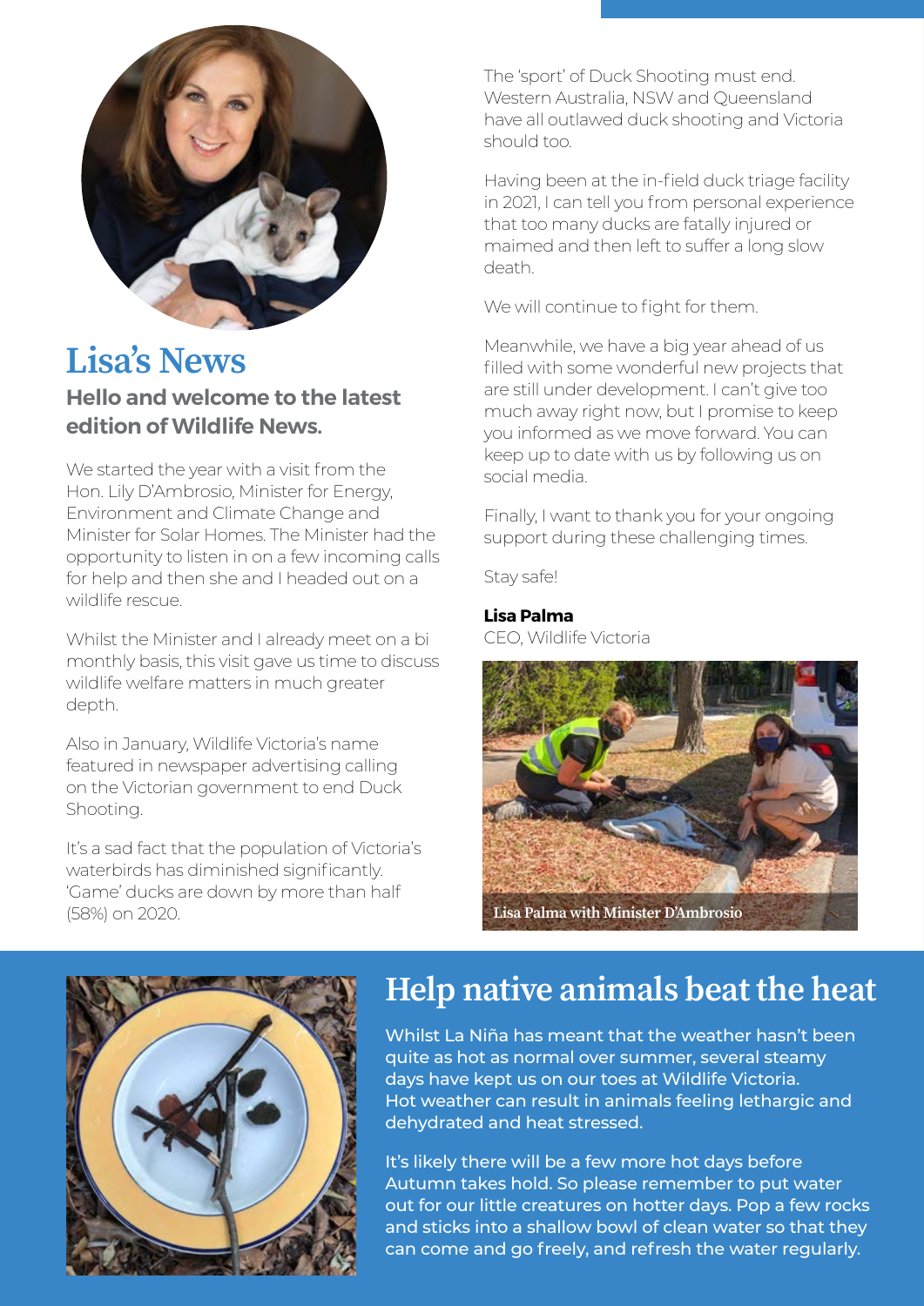## Lisa's News

### Hello and welcome to the latest edition of Wildlife News.

We started the year with a visit from the Hon. Lily D'Ambrosio, Minister for Energy, Environment and Climate Change and Minister for Solar Homes. The Minister had the opportunity to listen in on a few incoming calls for help and then she and I headed out on a wildlife rescue.

Whilst the Minister and I already meet on a bi monthly basis, this visit gave us time to discuss wildlife welfare matters in much greater depth.

Also in January, Wildlife Victoria's name featured in newspaper advertising calling on the Victorian government to end Duck Shooting.

It's a sad fact that the population of Victoria's waterbirds has diminished significantly. 'Game' ducks are down by more than half (58%) on 2020.

The 'sport' of Duck Shooting must end. Western Australia, NSW and Queensland have all outlawed duck shooting and Victoria should too.

Having been at the in-field duck triage facility in 2021, I can tell you from personal experience that too many ducks are fatally injured or maimed and then left to suffer a long slow death.

We will continue to fight for them.

Meanwhile, we have a big year ahead of us filled with some wonderful new projects that are still under development. I can't give too much away right now, but I promise to keep you informed as we move forward. You can keep up to date with us by following us on social media.

Finally, I want to thank you for your ongoing support during these challenging times.

Stay safe!

**Lisa Palma**
CEO, Wildlife Victoria

Lisa Palma with Minister D'Ambrosio

## Help native animals beat the heat

Whilst La Niña has meant that the weather hasn't been quite as hot as normal over summer, several steamy days have kept us on our toes at Wildlife Victoria. Hot weather can result in animals feeling lethargic and dehydrated and heat stressed.

It's likely there will be a few more hot days before Autumn takes hold. So please remember to put water out for our little creatures on hotter days. Pop a few rocks and sticks into a shallow bowl of clean water so that they can come and go freely, and refresh the water regularly.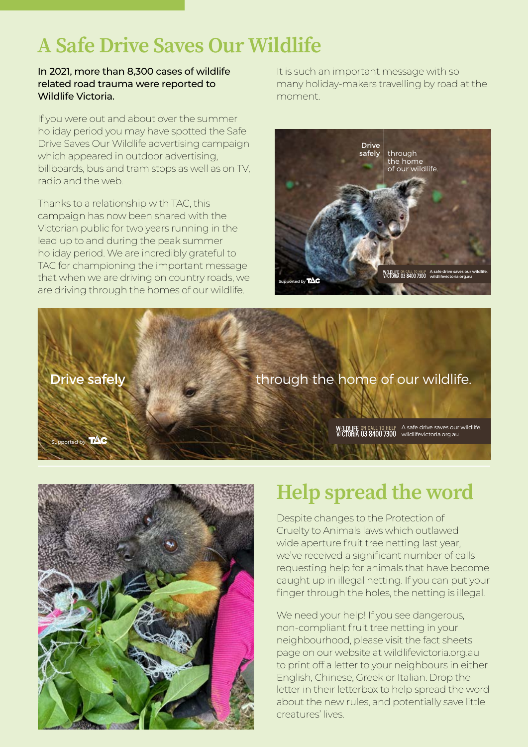# A Safe Drive Saves Our Wildlife

**In 2021, more than 8,300 cases of wildlife related road trauma were reported to Wildlife Victoria.**

If you were out and about over the summer holiday period you may have spotted the Safe Drive Saves Our Wildlife advertising campaign which appeared in outdoor advertising, billboards, bus and tram stops as well as on TV, radio and the web.

Thanks to a relationship with TAC, this campaign has now been shared with the Victorian public for two years running in the lead up to and during the peak summer holiday period. We are incredibly grateful to TAC for championing the important message that when we are driving on country roads, we are driving through the homes of our wildlife.

It is such an important message with so many holiday-makers travelling by road at the moment.

# Help spread the word

Despite changes to the Protection of Cruelty to Animals laws which outlawed wide aperture fruit tree netting last year, we've received a significant number of calls requesting help for animals that have become caught up in illegal netting. If you can put your finger through the holes, the netting is illegal.

We need your help! If you see dangerous, non-compliant fruit tree netting in your neighbourhood, please visit the fact sheets page on our website at wildlifevictoria.org.au to print off a letter to your neighbours in either English, Chinese, Greek or Italian. Drop the letter in their letterbox to help spread the word about the new rules, and potentially save little creatures' lives.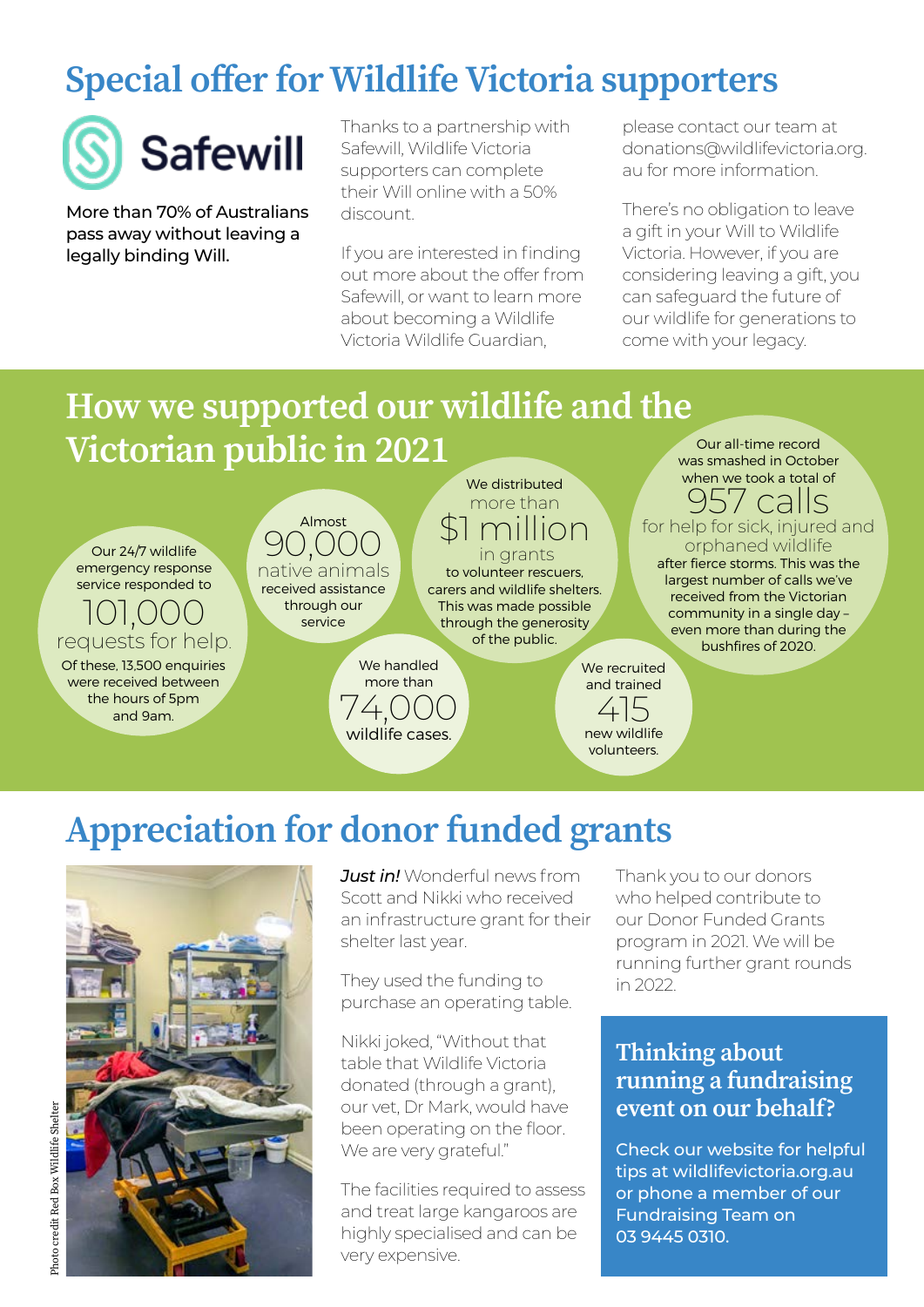# Special offer for Wildlife Victoria supporters

Safewill

More than 70% of Australians pass away without leaving a legally binding Will.

Thanks to a partnership with Safewill, Wildlife Victoria supporters can complete their Will online with a 50% discount.

If you are interested in finding out more about the offer from Safewill, or want to learn more about becoming a Wildlife Victoria Wildlife Guardian, please contact our team at donations@wildlifevictoria.org.au for more information.

There's no obligation to leave a gift in your Will to Wildlife Victoria. However, if you are considering leaving a gift, you can safeguard the future of our wildlife for generations to come with your legacy.

# How we supported our wildlife and the Victorian public in 2021

Our 24/7 wildlife emergency response service responded to 101,000 requests for help. Of these, 13,500 enquiries were received between the hours of 5pm and 9am.

Almost 90,000 native animals received assistance through our service

We distributed more than $1 million in grants to volunteer rescuers, carers and wildlife shelters. This was made possible through the generosity of the public.

We handled more than 74,000 wildlife cases.

We recruited and trained 415 new wildlife volunteers.

Our all-time record was smashed in October when we took a total of 957 calls for help for sick, injured and orphaned wildlife after fierce storms. This was the largest number of calls we've received from the Victorian community in a single day – even more than during the bushfires of 2020.

# Appreciation for donor funded grants

Photo credit Red Box Wildlife Shelter

***Just in!*** Wonderful news from Scott and Nikki who received an infrastructure grant for their shelter last year.

They used the funding to purchase an operating table.

Nikki joked, "Without that table that Wildlife Victoria donated (through a grant), our vet, Dr Mark, would have been operating on the floor. We are very grateful."

The facilities required to assess and treat large kangaroos are highly specialised and can be very expensive.

Thank you to our donors who helped contribute to our Donor Funded Grants program in 2021. We will be running further grant rounds in 2022.

## Thinking about running a fundraising event on our behalf?

Check our website for helpful tips at wildlifevictoria.org.au or phone a member of our Fundraising Team on 03 9445 0310.